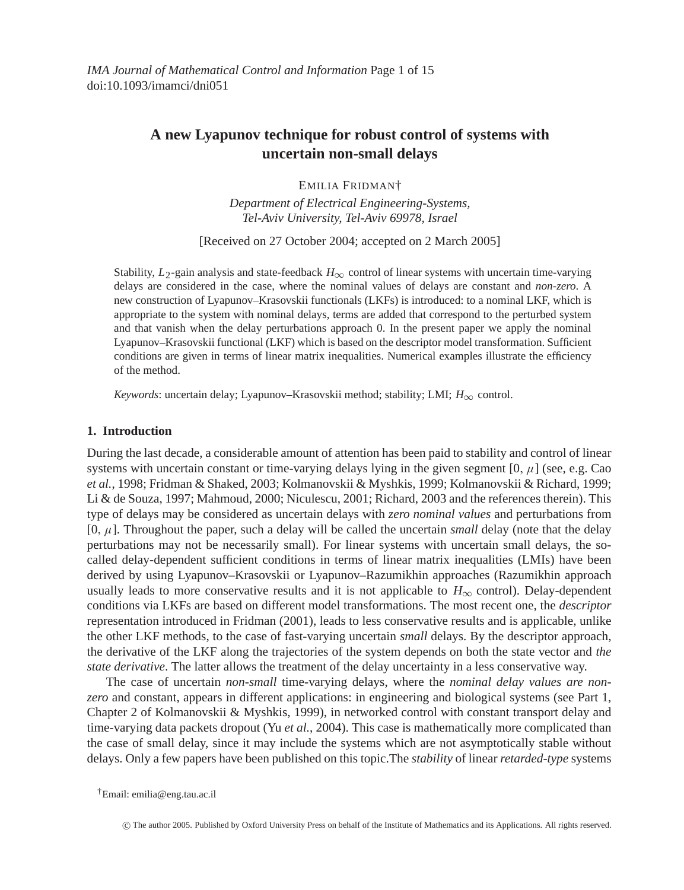# A new Lyapunov technique for robust control of systems with uncertain non-small delays

EMILIA FRIDMAN†

*Department of Electrical Engineering-Systems, Tel-Aviv University, Tel-Aviv 69978, Israel*

[Received on 27 October 2004; accepted on 2 March 2005]

Stability, $L_2$-gain analysis and state-feedback $H_\infty$ control of linear systems with uncertain time-varying delays are considered in the case, where the nominal values of delays are constant and *non-zero*. A new construction of Lyapunov–Krasovskii functionals (LKFs) is introduced: to a nominal LKF, which is appropriate to the system with nominal delays, terms are added that correspond to the perturbed system and that vanish when the delay perturbations approach 0. In the present paper we apply the nominal Lyapunov–Krasovskii functional (LKF) which is based on the descriptor model transformation. Sufficient conditions are given in terms of linear matrix inequalities. Numerical examples illustrate the efficiency of the method.

*Keywords*: uncertain delay; Lyapunov–Krasovskii method; stability; LMI; $H_\infty$ control.

## 1. Introduction

During the last decade, a considerable amount of attention has been paid to stability and control of linear systems with uncertain constant or time-varying delays lying in the given segment $[0, \mu]$ (see, e.g. Cao *et al.*, 1998; Fridman & Shaked, 2003; Kolmanovskii & Myshkis, 1999; Kolmanovskii & Richard, 1999; Li & de Souza, 1997; Mahmoud, 2000; Niculescu, 2001; Richard, 2003 and the references therein). This type of delays may be considered as uncertain delays with *zero nominal values* and perturbations from $[0, \mu]$. Throughout the paper, such a delay will be called the uncertain *small* delay (note that the delay perturbations may not be necessarily small). For linear systems with uncertain small delays, the so-called delay-dependent sufficient conditions in terms of linear matrix inequalities (LMIs) have been derived by using Lyapunov–Krasovskii or Lyapunov–Razumikhin approaches (Razumikhin approach usually leads to more conservative results and it is not applicable to $H_\infty$ control). Delay-dependent conditions via LKFs are based on different model transformations. The most recent one, the *descriptor* representation introduced in Fridman (2001), leads to less conservative results and is applicable, unlike the other LKF methods, to the case of fast-varying uncertain *small* delays. By the descriptor approach, the derivative of the LKF along the trajectories of the system depends on both the state vector and *the state derivative*. The latter allows the treatment of the delay uncertainty in a less conservative way.

The case of uncertain *non-small* time-varying delays, where the *nominal delay values are non-zero* and constant, appears in different applications: in engineering and biological systems (see Part 1, Chapter 2 of Kolmanovskii & Myshkis, 1999), in networked control with constant transport delay and time-varying data packets dropout (Yu *et al.*, 2004). This case is mathematically more complicated than the case of small delay, since it may include the systems which are not asymptotically stable without delays. Only a few papers have been published on this topic.The *stability* of linear *retarded-type* systems

†Email: emilia@eng.tau.ac.il

© The author 2005. Published by Oxford University Press on behalf of the Institute of Mathematics and its Applications. All rights reserved.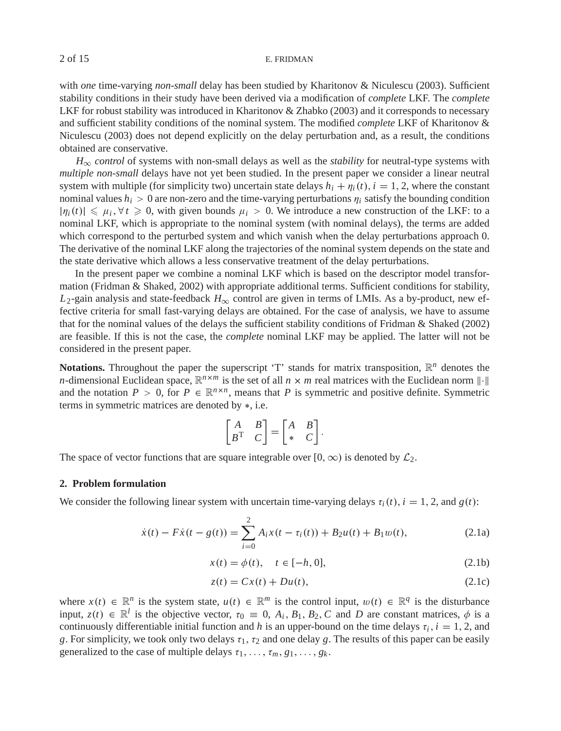with *one* time-varying *non-small* delay has been studied by Kharitonov & Niculescu (2003). Sufficient stability conditions in their study have been derived via a modification of *complete* LKF. The *complete* LKF for robust stability was introduced in Kharitonov & Zhabko (2003) and it corresponds to necessary and sufficient stability conditions of the nominal system. The modified *complete* LKF of Kharitonov & Niculescu (2003) does not depend explicitly on the delay perturbation and, as a result, the conditions obtained are conservative.

$H_\infty$ *control* of systems with non-small delays as well as the *stability* for neutral-type systems with *multiple non-small* delays have not yet been studied. In the present paper we consider a linear neutral system with multiple (for simplicity two) uncertain state delays $h_i + \eta_i(t)$, $i = 1, 2$, where the constant nominal values $h_i > 0$ are non-zero and the time-varying perturbations $\eta_i$ satisfy the bounding condition $|\eta_i(t)| \leqslant \mu_i, \forall t \geqslant 0$, with given bounds $\mu_i > 0$. We introduce a new construction of the LKF: to a nominal LKF, which is appropriate to the nominal system (with nominal delays), the terms are added which correspond to the perturbed system and which vanish when the delay perturbations approach 0. The derivative of the nominal LKF along the trajectories of the nominal system depends on the state and the state derivative which allows a less conservative treatment of the delay perturbations.

In the present paper we combine a nominal LKF which is based on the descriptor model transformation (Fridman & Shaked, 2002) with appropriate additional terms. Sufficient conditions for stability, $L_2$-gain analysis and state-feedback $H_\infty$ control are given in terms of LMIs. As a by-product, new effective criteria for small fast-varying delays are obtained. For the case of analysis, we have to assume that for the nominal values of the delays the sufficient stability conditions of Fridman & Shaked (2002) are feasible. If this is not the case, the *complete* nominal LKF may be applied. The latter will not be considered in the present paper.

**Notations.** Throughout the paper the superscript 'T' stands for matrix transposition, $\mathbb{R}^n$ denotes the $n$-dimensional Euclidean space, $\mathbb{R}^{n\times m}$ is the set of all $n \times m$ real matrices with the Euclidean norm $\|\cdot\|$ and the notation $P > 0$, for $P \in \mathbb{R}^{n\times n}$, means that $P$ is symmetric and positive definite. Symmetric terms in symmetric matrices are denoted by $*$, i.e.

$$\begin{bmatrix} A & B \\ B^{\mathrm{T}} & C \end{bmatrix} = \begin{bmatrix} A & B \\ * & C \end{bmatrix}.$$

The space of vector functions that are square integrable over $[0, \infty)$ is denoted by $\mathcal{L}_2$.

## 2. Problem formulation

We consider the following linear system with uncertain time-varying delays $\tau_i(t)$, $i = 1, 2$, and $g(t)$:

$$\dot{x}(t) - F\dot{x}(t - g(t)) = \sum_{i=0}^{2} A_i x(t - \tau_i(t)) + B_2 u(t) + B_1 w(t), \tag{2.1a}$$

$$x(t) = \phi(t), \quad t \in [-h, 0], \tag{2.1b}$$

$$z(t) = Cx(t) + Du(t), \tag{2.1c}$$

where $x(t) \in \mathbb{R}^n$ is the system state, $u(t) \in \mathbb{R}^m$ is the control input, $w(t) \in \mathbb{R}^q$ is the disturbance input, $z(t) \in \mathbb{R}^l$ is the objective vector, $\tau_0 \equiv 0$, $A_i, B_1, B_2, C$ and $D$ are constant matrices, $\phi$ is a continuously differentiable initial function and $h$ is an upper-bound on the time delays $\tau_i$, $i = 1, 2$, and $g$. For simplicity, we took only two delays $\tau_1$, $\tau_2$ and one delay $g$. The results of this paper can be easily generalized to the case of multiple delays $\tau_1, \ldots, \tau_m, g_1, \ldots, g_k$.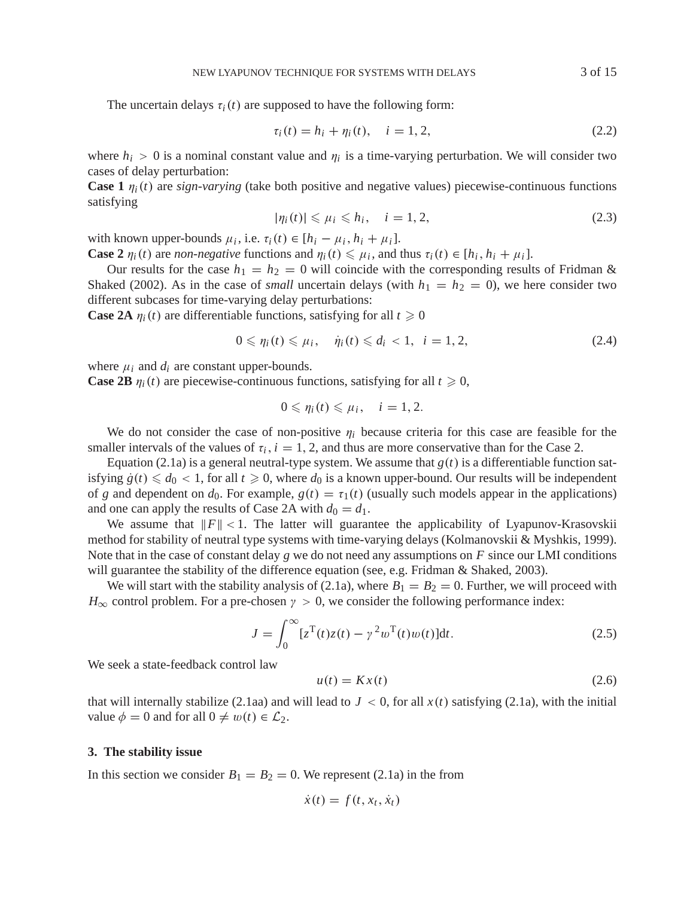The uncertain delays $\tau_i(t)$ are supposed to have the following form:

$$\tau_i(t) = h_i + \eta_i(t), \quad i = 1, 2, \tag{2.2}$$

where $h_i > 0$ is a nominal constant value and $\eta_i$ is a time-varying perturbation. We will consider two cases of delay perturbation:

**Case 1** $\eta_i(t)$ are *sign-varying* (take both positive and negative values) piecewise-continuous functions satisfying

$$|\eta_i(t)| \leqslant \mu_i \leqslant h_i, \quad i = 1, 2, \tag{2.3}$$

with known upper-bounds $\mu_i$, i.e. $\tau_i(t) \in [h_i - \mu_i, h_i + \mu_i]$.

**Case 2** $\eta_i(t)$ are *non-negative* functions and $\eta_i(t) \leqslant \mu_i$, and thus $\tau_i(t) \in [h_i, h_i + \mu_i]$.

Our results for the case $h_1 = h_2 = 0$ will coincide with the corresponding results of Fridman & Shaked (2002). As in the case of *small* uncertain delays (with $h_1 = h_2 = 0$), we here consider two different subcases for time-varying delay perturbations:

**Case 2A** $\eta_i(t)$ are differentiable functions, satisfying for all $t \geqslant 0$

$$0 \leqslant \eta_i(t) \leqslant \mu_i, \quad \dot{\eta}_i(t) \leqslant d_i < 1, \;\; i = 1, 2, \tag{2.4}$$

where $\mu_i$ and $d_i$ are constant upper-bounds.

**Case 2B** $\eta_i(t)$ are piecewise-continuous functions, satisfying for all $t \geqslant 0$,

$$0 \leqslant \eta_i(t) \leqslant \mu_i, \quad i = 1, 2.$$

We do not consider the case of non-positive $\eta_i$ because criteria for this case are feasible for the smaller intervals of the values of $\tau_i$, $i = 1, 2$, and thus are more conservative than for the Case 2.

Equation (2.1a) is a general neutral-type system. We assume that $g(t)$ is a differentiable function satisfying $\dot{g}(t) \leqslant d_0 < 1$, for all $t \geqslant 0$, where $d_0$ is a known upper-bound. Our results will be independent of $g$ and dependent on $d_0$. For example, $g(t) = \tau_1(t)$ (usually such models appear in the applications) and one can apply the results of Case 2A with $d_0 = d_1$.

We assume that $\|F\| < 1$. The latter will guarantee the applicability of Lyapunov-Krasovskii method for stability of neutral type systems with time-varying delays (Kolmanovskii & Myshkis, 1999). Note that in the case of constant delay $g$ we do not need any assumptions on $F$ since our LMI conditions will guarantee the stability of the difference equation (see, e.g. Fridman & Shaked, 2003).

We will start with the stability analysis of (2.1a), where $B_1 = B_2 = 0$. Further, we will proceed with $H_\infty$ control problem. For a pre-chosen $\gamma > 0$, we consider the following performance index:

$$J = \int_0^\infty [z^{\mathrm{T}}(t)z(t) - \gamma^2 w^{\mathrm{T}}(t)w(t)]\mathrm{d}t. \tag{2.5}$$

We seek a state-feedback control law

$$u(t) = Kx(t) \tag{2.6}$$

that will internally stabilize (2.1aa) and will lead to $J < 0$, for all $x(t)$ satisfying (2.1a), with the initial value $\phi = 0$ and for all $0 \neq w(t) \in \mathcal{L}_2$.

## 3. The stability issue

In this section we consider $B_1 = B_2 = 0$. We represent (2.1a) in the from

$$\dot{x}(t) = f(t, x_t, \dot{x}_t)$$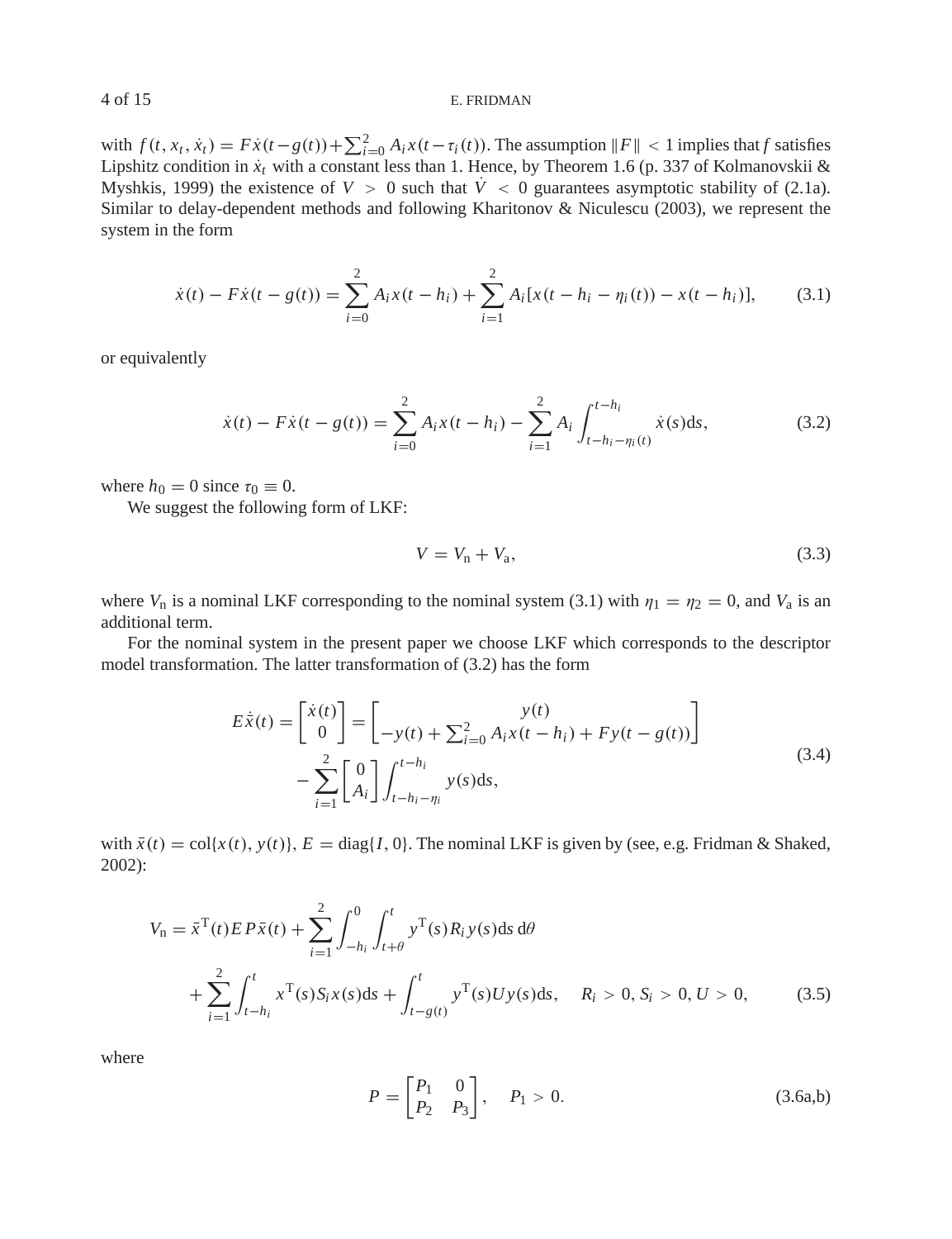with $f(t, x_t, \dot{x}_t) = F\dot{x}(t-g(t)) + \sum_{i=0}^{2} A_i x(t-\tau_i(t))$. The assumption $\|F\| < 1$ implies that $f$ satisfies Lipshitz condition in $\dot{x}_t$ with a constant less than 1. Hence, by Theorem 1.6 (p. 337 of Kolmanovskii & Myshkis, 1999) the existence of $V > 0$ such that $\dot{V} < 0$ guarantees asymptotic stability of (2.1a). Similar to delay-dependent methods and following Kharitonov & Niculescu (2003), we represent the system in the form

$$\dot{x}(t) - F\dot{x}(t-g(t)) = \sum_{i=0}^{2} A_i x(t-h_i) + \sum_{i=1}^{2} A_i [x(t-h_i-\eta_i(t)) - x(t-h_i)], \tag{3.1}$$

or equivalently

$$\dot{x}(t) - F\dot{x}(t-g(t)) = \sum_{i=0}^{2} A_i x(t-h_i) - \sum_{i=1}^{2} A_i \int_{t-h_i-\eta_i(t)}^{t-h_i} \dot{x}(s)\mathrm{d}s, \tag{3.2}$$

where $h_0 = 0$ since $\tau_0 \equiv 0$.

We suggest the following form of LKF:

$$V = V_\mathrm{n} + V_\mathrm{a}, \tag{3.3}$$

where $V_\mathrm{n}$ is a nominal LKF corresponding to the nominal system (3.1) with $\eta_1 = \eta_2 = 0$, and $V_\mathrm{a}$ is an additional term.

For the nominal system in the present paper we choose LKF which corresponds to the descriptor model transformation. The latter transformation of (3.2) has the form

$$\begin{aligned} E\dot{\bar{x}}(t) = \begin{bmatrix} \dot{x}(t) \\ 0 \end{bmatrix} &= \begin{bmatrix} y(t) \\ -y(t) + \sum_{i=0}^{2} A_i x(t-h_i) + Fy(t-g(t)) \end{bmatrix} \\ &\quad - \sum_{i=1}^{2} \begin{bmatrix} 0 \\ A_i \end{bmatrix} \int_{t-h_i-\eta_i}^{t-h_i} y(s)\mathrm{d}s, \end{aligned} \tag{3.4}$$

with $\bar{x}(t) = \mathrm{col}\{x(t), y(t)\}$, $E = \mathrm{diag}\{I, 0\}$. The nominal LKF is given by (see, e.g. Fridman & Shaked, 2002):

$$\begin{aligned} V_\mathrm{n} &= \bar{x}^\mathrm{T}(t)EP\bar{x}(t) + \sum_{i=1}^{2} \int_{-h_i}^{0} \int_{t+\theta}^{t} y^\mathrm{T}(s)R_i y(s)\mathrm{d}s\,\mathrm{d}\theta \\ &\quad + \sum_{i=1}^{2} \int_{t-h_i}^{t} x^\mathrm{T}(s)S_i x(s)\mathrm{d}s + \int_{t-g(t)}^{t} y^\mathrm{T}(s)Uy(s)\mathrm{d}s, \quad R_i > 0, S_i > 0, U > 0, \end{aligned} \tag{3.5}$$

where

$$P = \begin{bmatrix} P_1 & 0 \\ P_2 & P_3 \end{bmatrix}, \quad P_1 > 0. \tag{3.6a,b}$$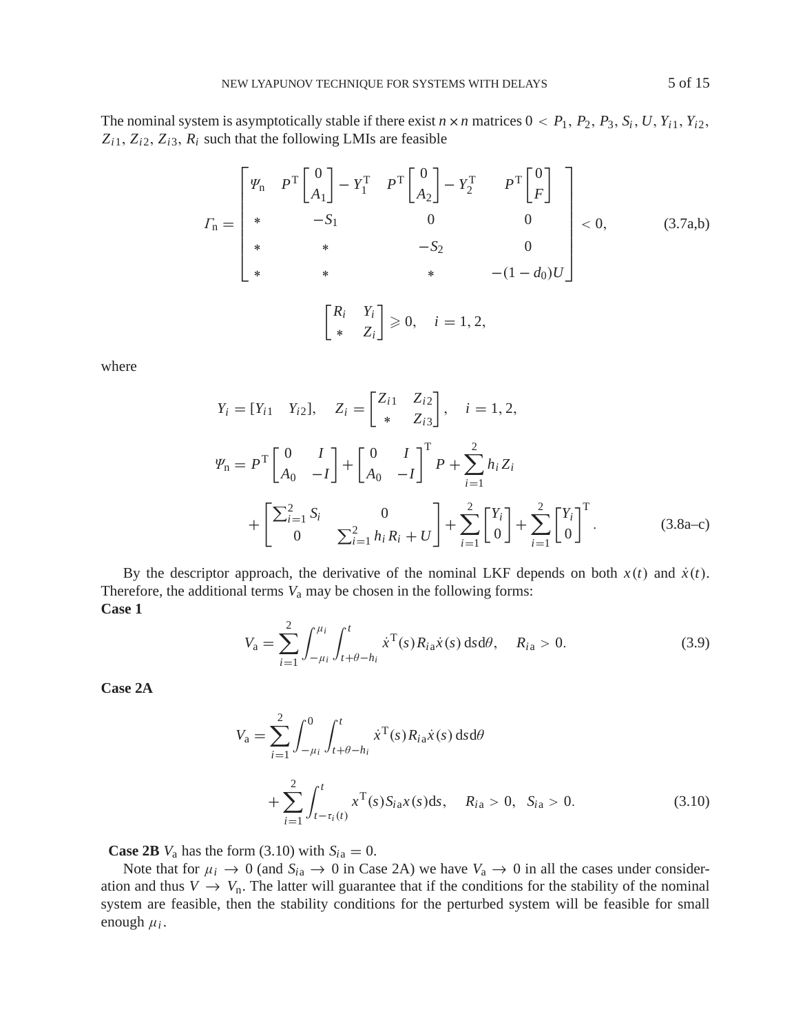The nominal system is asymptotically stable if there exist $n \times n$ matrices $0 < P_1, P_2, P_3, S_i, U, Y_{i1}, Y_{i2}, Z_{i1}, Z_{i2}, Z_{i3}, R_i$ such that the following LMIs are feasible

$$
\Gamma_{\mathrm{n}} = \begin{bmatrix} \Psi_{\mathrm{n}} & P^{\mathrm{T}} \begin{bmatrix} 0 \\ A_1 \end{bmatrix} - Y_1^{\mathrm{T}} & P^{\mathrm{T}} \begin{bmatrix} 0 \\ A_2 \end{bmatrix} - Y_2^{\mathrm{T}} & P^{\mathrm{T}} \begin{bmatrix} 0 \\ F \end{bmatrix} \\ * & -S_1 & 0 & 0 \\ * & * & -S_2 & 0 \\ * & * & * & -(1-d_0)U \end{bmatrix} < 0, \tag{3.7a,b}
$$

$$
\begin{bmatrix} R_i & Y_i \\ * & Z_i \end{bmatrix} \geqslant 0, \quad i = 1, 2,
$$

where

$$
Y_i = [Y_{i1} \quad Y_{i2}], \quad Z_i = \begin{bmatrix} Z_{i1} & Z_{i2} \\ * & Z_{i3} \end{bmatrix}, \quad i = 1, 2,
$$

$$
\Psi_{\mathrm{n}} = P^{\mathrm{T}} \begin{bmatrix} 0 & I \\ A_0 & -I \end{bmatrix} + \begin{bmatrix} 0 & I \\ A_0 & -I \end{bmatrix}^{\mathrm{T}} P + \sum_{i=1}^{2} h_i Z_i
$$

$$
+ \begin{bmatrix} \sum_{i=1}^{2} S_i & 0 \\ 0 & \sum_{i=1}^{2} h_i R_i + U \end{bmatrix} + \sum_{i=1}^{2} \begin{bmatrix} Y_i \\ 0 \end{bmatrix} + \sum_{i=1}^{2} \begin{bmatrix} Y_i \\ 0 \end{bmatrix}^{\mathrm{T}}. \tag{3.8a–c}
$$

By the descriptor approach, the derivative of the nominal LKF depends on both $x(t)$ and $\dot{x}(t)$. Therefore, the additional terms $V_{\mathrm{a}}$ may be chosen in the following forms:

**Case 1**

$$
V_{\mathrm{a}} = \sum_{i=1}^{2} \int_{-\mu_i}^{\mu_i} \int_{t+\theta-h_i}^{t} \dot{x}^{\mathrm{T}}(s) R_{i\mathrm{a}} \dot{x}(s) \, \mathrm{d}s \mathrm{d}\theta, \quad R_{i\mathrm{a}} > 0. \tag{3.9}
$$

**Case 2A**

$$
V_{\mathrm{a}} = \sum_{i=1}^{2} \int_{-\mu_i}^{0} \int_{t+\theta-h_i}^{t} \dot{x}^{\mathrm{T}}(s) R_{i\mathrm{a}} \dot{x}(s) \, \mathrm{d}s \mathrm{d}\theta
$$

$$
+ \sum_{i=1}^{2} \int_{t-\tau_i(t)}^{t} x^{\mathrm{T}}(s) S_{i\mathrm{a}} x(s) \mathrm{d}s, \quad R_{i\mathrm{a}} > 0, \; S_{i\mathrm{a}} > 0. \tag{3.10}
$$

**Case 2B** $V_{\mathrm{a}}$ has the form (3.10) with $S_{i\mathrm{a}} = 0$.

Note that for $\mu_i \to 0$ (and $S_{i\mathrm{a}} \to 0$ in Case 2A) we have $V_{\mathrm{a}} \to 0$ in all the cases under consideration and thus $V \to V_{\mathrm{n}}$. The latter will guarantee that if the conditions for the stability of the nominal system are feasible, then the stability conditions for the perturbed system will be feasible for small enough $\mu_i$.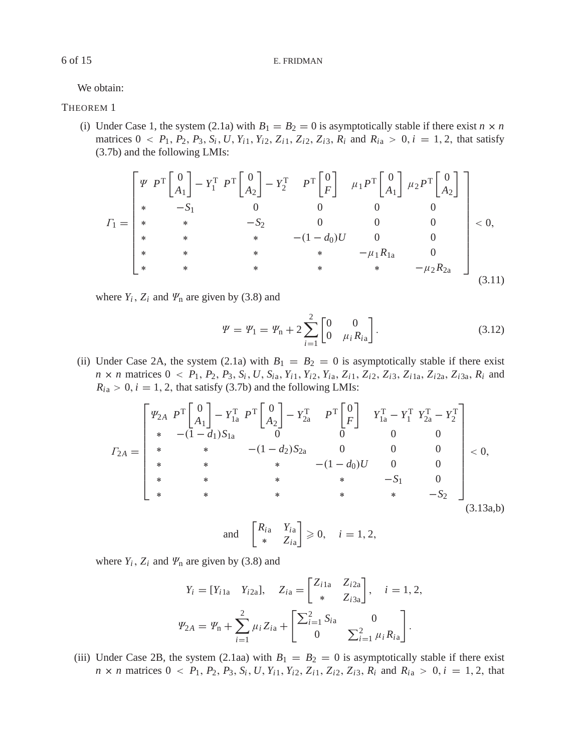We obtain:

THEOREM 1

(i) Under Case 1, the system (2.1a) with $B_1 = B_2 = 0$ is asymptotically stable if there exist $n \times n$ matrices $0 < P_1, P_2, P_3, S_i, U, Y_{i1}, Y_{i2}, Z_{i1}, Z_{i2}, Z_{i3}, R_i$ and $R_{i\mathrm{a}} > 0, i = 1, 2$, that satisfy (3.7b) and the following LMIs:

$$\Gamma_1 = \begin{bmatrix} \Psi & P^{\mathrm{T}}\begin{bmatrix} 0 \\ A_1 \end{bmatrix} - Y_1^{\mathrm{T}} & P^{\mathrm{T}}\begin{bmatrix} 0 \\ A_2 \end{bmatrix} - Y_2^{\mathrm{T}} & P^{\mathrm{T}}\begin{bmatrix} 0 \\ F \end{bmatrix} & \mu_1 P^{\mathrm{T}}\begin{bmatrix} 0 \\ A_1 \end{bmatrix} & \mu_2 P^{\mathrm{T}}\begin{bmatrix} 0 \\ A_2 \end{bmatrix} \\ * & -S_1 & 0 & 0 & 0 & 0 \\ * & * & -S_2 & 0 & 0 & 0 \\ * & * & * & -(1-d_0)U & 0 & 0 \\ * & * & * & * & -\mu_1 R_{1\mathrm{a}} & 0 \\ * & * & * & * & * & -\mu_2 R_{2\mathrm{a}} \end{bmatrix} < 0, \tag{3.11}$$

where $Y_i$, $Z_i$ and $\Psi_{\mathrm{n}}$ are given by (3.8) and

$$\Psi = \Psi_1 = \Psi_{\mathrm{n}} + 2\sum_{i=1}^{2} \begin{bmatrix} 0 & 0 \\ 0 & \mu_i R_{i\mathrm{a}} \end{bmatrix}. \tag{3.12}$$

(ii) Under Case 2A, the system (2.1a) with $B_1 = B_2 = 0$ is asymptotically stable if there exist $n \times n$ matrices $0 < P_1, P_2, P_3, S_i, U, S_{i\mathrm{a}}, Y_{i1}, Y_{i2}, Y_{i\mathrm{a}}, Z_{i1}, Z_{i2}, Z_{i3}, Z_{i1\mathrm{a}}, Z_{i2\mathrm{a}}, Z_{i3\mathrm{a}}, R_i$ and $R_{i\mathrm{a}} > 0, i = 1, 2$, that satisfy (3.7b) and the following LMIs:

$$\Gamma_{2A} = \begin{bmatrix} \Psi_{2A} & P^{\mathrm{T}}\begin{bmatrix} 0 \\ A_1 \end{bmatrix} - Y_{1\mathrm{a}}^{\mathrm{T}} & P^{\mathrm{T}}\begin{bmatrix} 0 \\ A_2 \end{bmatrix} - Y_{2\mathrm{a}}^{\mathrm{T}} & P^{\mathrm{T}}\begin{bmatrix} 0 \\ F \end{bmatrix} & Y_{1\mathrm{a}}^{\mathrm{T}} - Y_1^{\mathrm{T}} & Y_{2\mathrm{a}}^{\mathrm{T}} - Y_2^{\mathrm{T}} \\ * & -(1-d_1)S_{1\mathrm{a}} & 0 & 0 & 0 & 0 \\ * & * & -(1-d_2)S_{2\mathrm{a}} & 0 & 0 & 0 \\ * & * & * & -(1-d_0)U & 0 & 0 \\ * & * & * & * & -S_1 & 0 \\ * & * & * & * & * & -S_2 \end{bmatrix} < 0, \tag{3.13a,b}$$

$$\text{and} \quad \begin{bmatrix} R_{i\mathrm{a}} & Y_{i\mathrm{a}} \\ * & Z_{i\mathrm{a}} \end{bmatrix} \geqslant 0, \quad i = 1, 2,$$

where $Y_i$, $Z_i$ and $\Psi_{\mathrm{n}}$ are given by (3.8) and

$$Y_i = [Y_{i1\mathrm{a}} \quad Y_{i2\mathrm{a}}], \quad Z_{i\mathrm{a}} = \begin{bmatrix} Z_{i1\mathrm{a}} & Z_{i2\mathrm{a}} \\ * & Z_{i3\mathrm{a}} \end{bmatrix}, \quad i = 1, 2,$$

$$\Psi_{2A} = \Psi_{\mathrm{n}} + \sum_{i=1}^{2} \mu_i Z_{i\mathrm{a}} + \begin{bmatrix} \sum_{i=1}^{2} S_{i\mathrm{a}} & 0 \\ 0 & \sum_{i=1}^{2} \mu_i R_{i\mathrm{a}} \end{bmatrix}.$$

(iii) Under Case 2B, the system (2.1aa) with $B_1 = B_2 = 0$ is asymptotically stable if there exist $n \times n$ matrices $0 < P_1, P_2, P_3, S_i, U, Y_{i1}, Y_{i2}, Z_{i1}, Z_{i2}, Z_{i3}, R_i$ and $R_{i\mathrm{a}} > 0, i = 1, 2$, that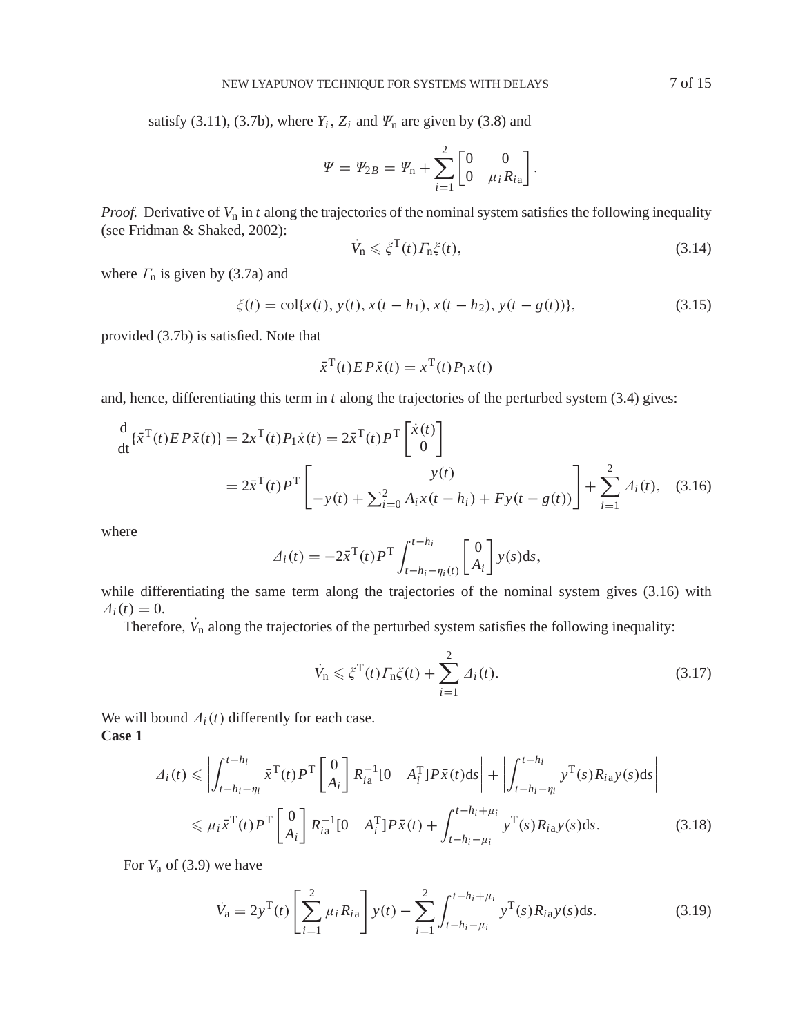satisfy (3.11), (3.7b), where $Y_i$, $Z_i$ and $\Psi_n$ are given by (3.8) and

$$\Psi = \Psi_{2B} = \Psi_n + \sum_{i=1}^{2} \begin{bmatrix} 0 & 0 \\ 0 & \mu_i R_{ia} \end{bmatrix}.$$

*Proof.* Derivative of $V_n$ in $t$ along the trajectories of the nominal system satisfies the following inequality (see Fridman & Shaked, 2002):

$$\dot{V}_n \leqslant \xi^T(t) \Gamma_n \xi(t), \tag{3.14}$$

where $\Gamma_n$ is given by (3.7a) and

$$\xi(t) = \text{col}\{x(t), y(t), x(t-h_1), x(t-h_2), y(t-g(t))\}, \tag{3.15}$$

provided (3.7b) is satisfied. Note that

$$\bar{x}^T(t) E P \bar{x}(t) = x^T(t) P_1 x(t)$$

and, hence, differentiating this term in $t$ along the trajectories of the perturbed system (3.4) gives:

$$\begin{aligned} \frac{d}{dt}\{\bar{x}^T(t) E P \bar{x}(t)\} &= 2x^T(t) P_1 \dot{x}(t) = 2\bar{x}^T(t) P^T \begin{bmatrix} \dot{x}(t) \\ 0 \end{bmatrix} \\ &= 2\bar{x}^T(t) P^T \begin{bmatrix} y(t) \\ -y(t) + \sum_{i=0}^{2} A_i x(t-h_i) + F y(t-g(t)) \end{bmatrix} + \sum_{i=1}^{2} \Delta_i(t), \end{aligned} \tag{3.16}$$

where

$$\Delta_i(t) = -2\bar{x}^T(t) P^T \int_{t-h_i-\eta_i(t)}^{t-h_i} \begin{bmatrix} 0 \\ A_i \end{bmatrix} y(s) ds,$$

while differentiating the same term along the trajectories of the nominal system gives (3.16) with $\Delta_i(t) = 0$.

Therefore, $\dot{V}_n$ along the trajectories of the perturbed system satisfies the following inequality:

$$\dot{V}_n \leqslant \xi^T(t) \Gamma_n \xi(t) + \sum_{i=1}^{2} \Delta_i(t). \tag{3.17}$$

We will bound $\Delta_i(t)$ differently for each case.

**Case 1**

$$\begin{aligned} \Delta_i(t) &\leqslant \left| \int_{t-h_i-\eta_i}^{t-h_i} \bar{x}^T(t) P^T \begin{bmatrix} 0 \\ A_i \end{bmatrix} R_{ia}^{-1} [0 \quad A_i^T] P \bar{x}(t) ds \right| + \left| \int_{t-h_i-\eta_i}^{t-h_i} y^T(s) R_{ia} y(s) ds \right| \\ &\leqslant \mu_i \bar{x}^T(t) P^T \begin{bmatrix} 0 \\ A_i \end{bmatrix} R_{ia}^{-1} [0 \quad A_i^T] P \bar{x}(t) + \int_{t-h_i-\mu_i}^{t-h_i+\mu_i} y^T(s) R_{ia} y(s) ds. \end{aligned} \tag{3.18}$$

For $V_a$ of (3.9) we have

$$\dot{V}_a = 2y^T(t) \left[ \sum_{i=1}^{2} \mu_i R_{ia} \right] y(t) - \sum_{i=1}^{2} \int_{t-h_i-\mu_i}^{t-h_i+\mu_i} y^T(s) R_{ia} y(s) ds. \tag{3.19}$$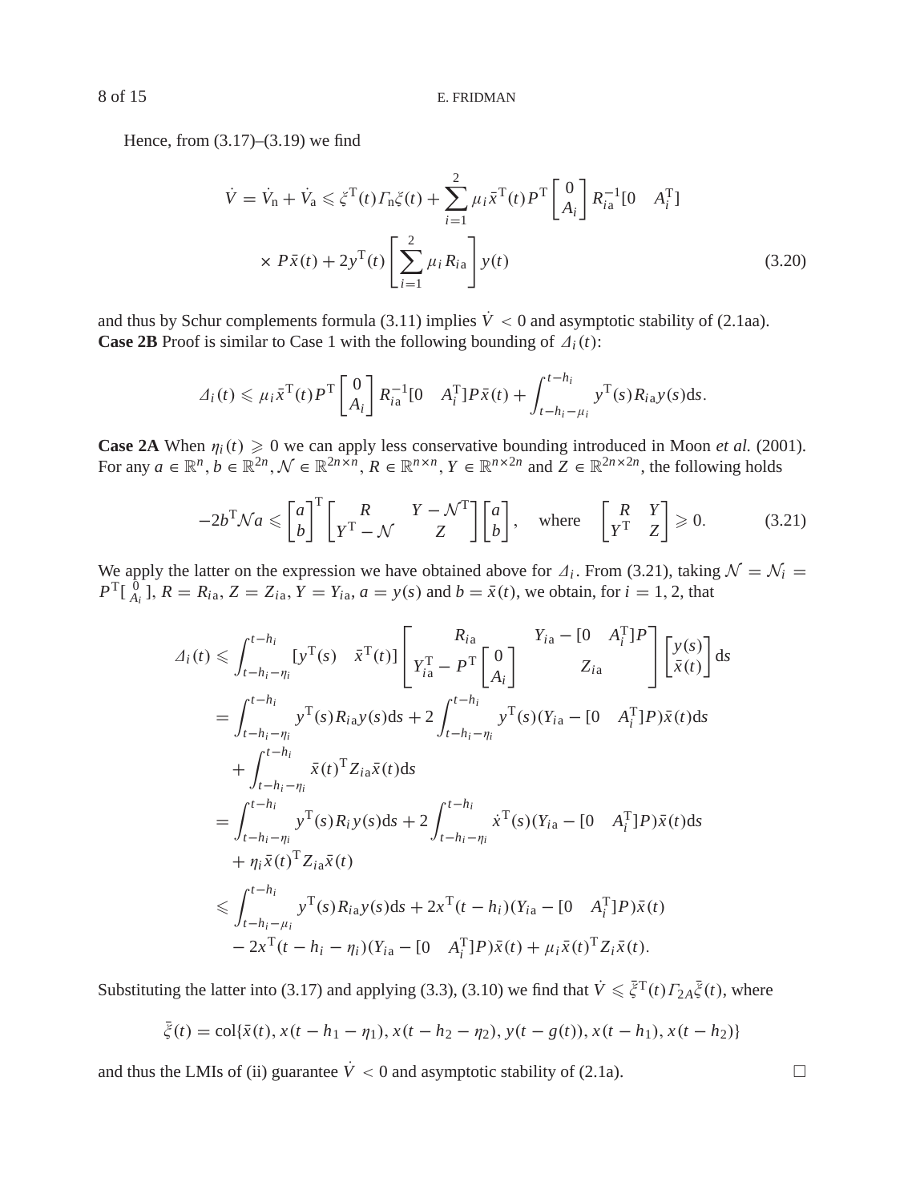Hence, from (3.17)–(3.19) we find

$$\dot{V} = \dot{V}_{\rm n} + \dot{V}_{\rm a} \leqslant \xi^{\rm T}(t)\Gamma_{\rm n}\xi(t) + \sum_{i=1}^{2}\mu_i \bar{x}^{\rm T}(t)P^{\rm T}\begin{bmatrix}0\\A_i\end{bmatrix}R_{i\rm a}^{-1}[0 \quad A_i^{\rm T}] \times P\bar{x}(t) + 2y^{\rm T}(t)\left[\sum_{i=1}^{2}\mu_i R_{i\rm a}\right]y(t) \tag{3.20}$$

and thus by Schur complements formula (3.11) implies $\dot{V} < 0$ and asymptotic stability of (2.1aa).
**Case 2B** Proof is similar to Case 1 with the following bounding of $\Delta_i(t)$:

$$\Delta_i(t) \leqslant \mu_i \bar{x}^{\rm T}(t)P^{\rm T}\begin{bmatrix}0\\A_i\end{bmatrix}R_{i\rm a}^{-1}[0 \quad A_i^{\rm T}]P\bar{x}(t) + \int_{t-h_i-\mu_i}^{t-h_i} y^{\rm T}(s)R_{i\rm a}y(s){\rm d}s.$$

**Case 2A** When $\eta_i(t) \geqslant 0$ we can apply less conservative bounding introduced in Moon *et al.* (2001). For any $a \in \mathbb{R}^n$, $b \in \mathbb{R}^{2n}$, $\mathcal{N} \in \mathbb{R}^{2n\times n}$, $R \in \mathbb{R}^{n\times n}$, $Y \in \mathbb{R}^{n\times 2n}$ and $Z \in \mathbb{R}^{2n\times 2n}$, the following holds

$$-2b^{\rm T}\mathcal{N}a \leqslant \begin{bmatrix}a\\b\end{bmatrix}^{\rm T}\begin{bmatrix}R & Y-\mathcal{N}^{\rm T}\\ Y^{\rm T}-\mathcal{N} & Z\end{bmatrix}\begin{bmatrix}a\\b\end{bmatrix}, \quad \text{where} \quad \begin{bmatrix}R & Y\\ Y^{\rm T} & Z\end{bmatrix} \geqslant 0. \tag{3.21}$$

We apply the latter on the expression we have obtained above for $\Delta_i$. From (3.21), taking $\mathcal{N} = \mathcal{N}_i = P^{\rm T}\left[\begin{smallmatrix}0\\A_i\end{smallmatrix}\right]$, $R = R_{i\rm a}$, $Z = Z_{i\rm a}$, $Y = Y_{i\rm a}$, $a = y(s)$ and $b = \bar{x}(t)$, we obtain, for $i = 1, 2$, that

$$\begin{aligned}
\Delta_i(t) &\leqslant \int_{t-h_i-\eta_i}^{t-h_i}[y^{\rm T}(s) \quad \bar{x}^{\rm T}(t)]\begin{bmatrix}R_{i\rm a} & Y_{i\rm a}-[0 \quad A_i^{\rm T}]P\\ Y_{i\rm a}^{\rm T}-P^{\rm T}\begin{bmatrix}0\\A_i\end{bmatrix} & Z_{i\rm a}\end{bmatrix}\begin{bmatrix}y(s)\\ \bar{x}(t)\end{bmatrix}{\rm d}s\\
&= \int_{t-h_i-\eta_i}^{t-h_i} y^{\rm T}(s)R_{i\rm a}y(s){\rm d}s + 2\int_{t-h_i-\eta_i}^{t-h_i} y^{\rm T}(s)(Y_{i\rm a}-[0 \quad A_i^{\rm T}]P)\bar{x}(t){\rm d}s\\
&\quad + \int_{t-h_i-\eta_i}^{t-h_i}\bar{x}(t)^{\rm T}Z_{i\rm a}\bar{x}(t){\rm d}s\\
&= \int_{t-h_i-\eta_i}^{t-h_i} y^{\rm T}(s)R_i y(s){\rm d}s + 2\int_{t-h_i-\eta_i}^{t-h_i}\dot{x}^{\rm T}(s)(Y_{i\rm a}-[0 \quad A_i^{\rm T}]P)\bar{x}(t){\rm d}s\\
&\quad + \eta_i\bar{x}(t)^{\rm T}Z_{i\rm a}\bar{x}(t)\\
&\leqslant \int_{t-h_i-\mu_i}^{t-h_i} y^{\rm T}(s)R_{i\rm a}y(s){\rm d}s + 2x^{\rm T}(t-h_i)(Y_{i\rm a}-[0 \quad A_i^{\rm T}]P)\bar{x}(t)\\
&\quad - 2x^{\rm T}(t-h_i-\eta_i)(Y_{i\rm a}-[0 \quad A_i^{\rm T}]P)\bar{x}(t) + \mu_i\bar{x}(t)^{\rm T}Z_i\bar{x}(t).
\end{aligned}$$

Substituting the latter into (3.17) and applying (3.3), (3.10) we find that $\dot{V} \leqslant \bar{\xi}^{\rm T}(t)\Gamma_{2A}\bar{\xi}(t)$, where

$$\bar{\xi}(t) = {\rm col}\{\bar{x}(t), x(t-h_1-\eta_1), x(t-h_2-\eta_2), y(t-g(t)), x(t-h_1), x(t-h_2)\}$$

and thus the LMIs of (ii) guarantee $\dot{V} < 0$ and asymptotic stability of (2.1a). □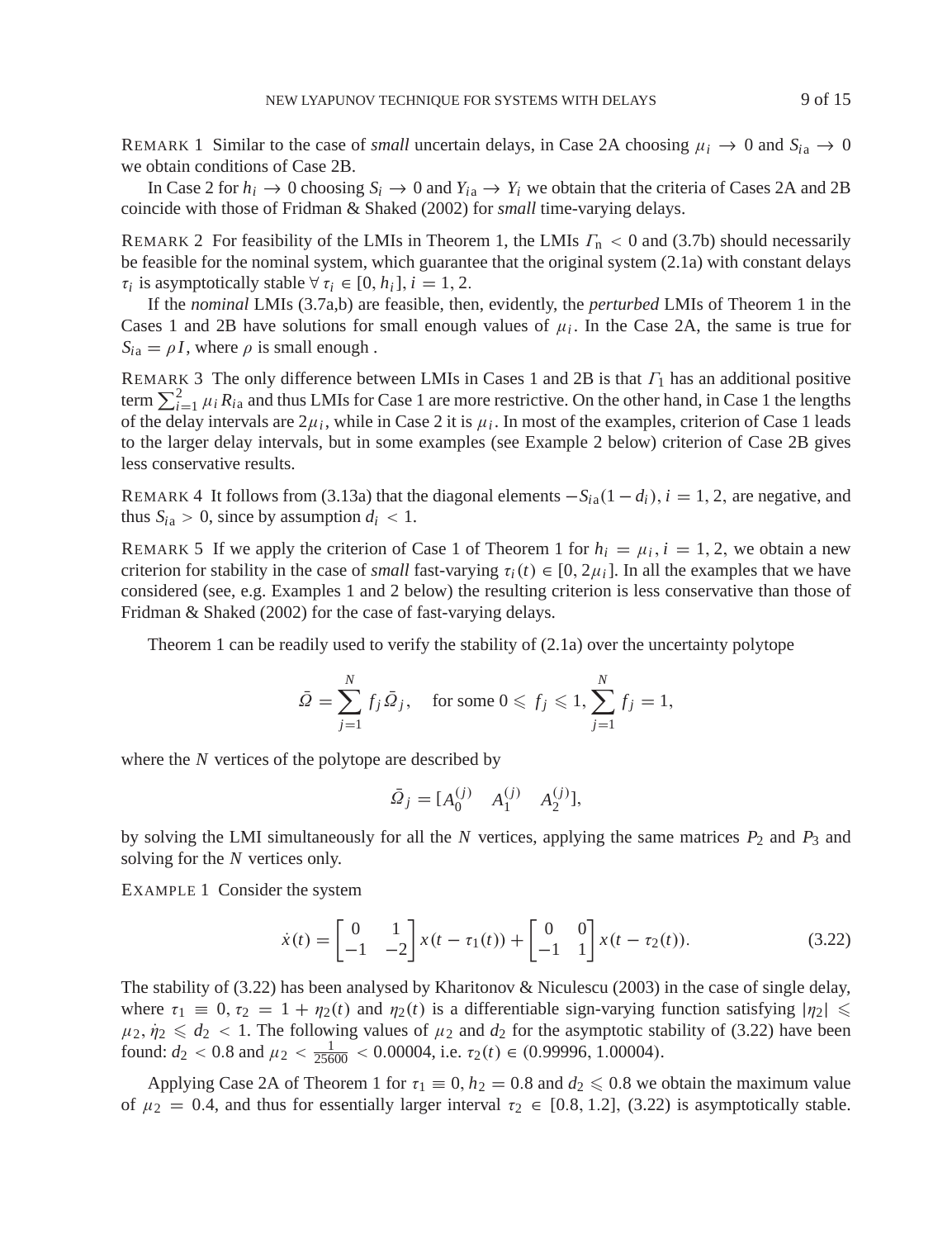REMARK 1 Similar to the case of *small* uncertain delays, in Case 2A choosing $\mu_i \to 0$ and $S_{i\mathrm{a}} \to 0$ we obtain conditions of Case 2B.

In Case 2 for $h_i \to 0$ choosing $S_i \to 0$ and $Y_{i\mathrm{a}} \to Y_i$ we obtain that the criteria of Cases 2A and 2B coincide with those of Fridman & Shaked (2002) for *small* time-varying delays.

REMARK 2 For feasibility of the LMIs in Theorem 1, the LMIs $\Gamma_{\mathrm{n}} < 0$ and (3.7b) should necessarily be feasible for the nominal system, which guarantee that the original system (2.1a) with constant delays $\tau_i$ is asymptotically stable $\forall\, \tau_i \in [0, h_i]$, $i = 1, 2$.

If the *nominal* LMIs (3.7a,b) are feasible, then, evidently, the *perturbed* LMIs of Theorem 1 in the Cases 1 and 2B have solutions for small enough values of $\mu_i$. In the Case 2A, the same is true for $S_{i\mathrm{a}} = \rho I$, where $\rho$ is small enough .

REMARK 3 The only difference between LMIs in Cases 1 and 2B is that $\Gamma_1$ has an additional positive term $\sum_{i=1}^{2} \mu_i R_{i\mathrm{a}}$ and thus LMIs for Case 1 are more restrictive. On the other hand, in Case 1 the lengths of the delay intervals are $2\mu_i$, while in Case 2 it is $\mu_i$. In most of the examples, criterion of Case 1 leads to the larger delay intervals, but in some examples (see Example 2 below) criterion of Case 2B gives less conservative results.

REMARK 4 It follows from (3.13a) that the diagonal elements $-S_{i\mathrm{a}}(1 - d_i)$, $i = 1, 2$, are negative, and thus $S_{i\mathrm{a}} > 0$, since by assumption $d_i < 1$.

REMARK 5 If we apply the criterion of Case 1 of Theorem 1 for $h_i = \mu_i$, $i = 1, 2$, we obtain a new criterion for stability in the case of *small* fast-varying $\tau_i(t) \in [0, 2\mu_i]$. In all the examples that we have considered (see, e.g. Examples 1 and 2 below) the resulting criterion is less conservative than those of Fridman & Shaked (2002) for the case of fast-varying delays.

Theorem 1 can be readily used to verify the stability of (2.1a) over the uncertainty polytope

$$\bar{\Omega} = \sum_{j=1}^{N} f_j \bar{\Omega}_j, \quad \text{for some } 0 \leqslant f_j \leqslant 1, \sum_{j=1}^{N} f_j = 1,$$

where the $N$ vertices of the polytope are described by

$$\bar{\Omega}_j = [A_0^{(j)} \quad A_1^{(j)} \quad A_2^{(j)}],$$

by solving the LMI simultaneously for all the $N$ vertices, applying the same matrices $P_2$ and $P_3$ and solving for the $N$ vertices only.

EXAMPLE 1 Consider the system

$$\dot{x}(t) = \begin{bmatrix} 0 & 1 \\ -1 & -2 \end{bmatrix} x(t - \tau_1(t)) + \begin{bmatrix} 0 & 0 \\ -1 & 1 \end{bmatrix} x(t - \tau_2(t)). \tag{3.22}$$

The stability of (3.22) has been analysed by Kharitonov & Niculescu (2003) in the case of single delay, where $\tau_1 \equiv 0$, $\tau_2 = 1 + \eta_2(t)$ and $\eta_2(t)$ is a differentiable sign-varying function satisfying $|\eta_2| \leqslant \mu_2$, $\dot{\eta}_2 \leqslant d_2 < 1$. The following values of $\mu_2$ and $d_2$ for the asymptotic stability of (3.22) have been found: $d_2 < 0.8$ and $\mu_2 < \frac{1}{25600} < 0.00004$, i.e. $\tau_2(t) \in (0.99996, 1.00004)$.

Applying Case 2A of Theorem 1 for $\tau_1 \equiv 0$, $h_2 = 0.8$ and $d_2 \leqslant 0.8$ we obtain the maximum value of $\mu_2 = 0.4$, and thus for essentially larger interval $\tau_2 \in [0.8, 1.2]$, (3.22) is asymptotically stable.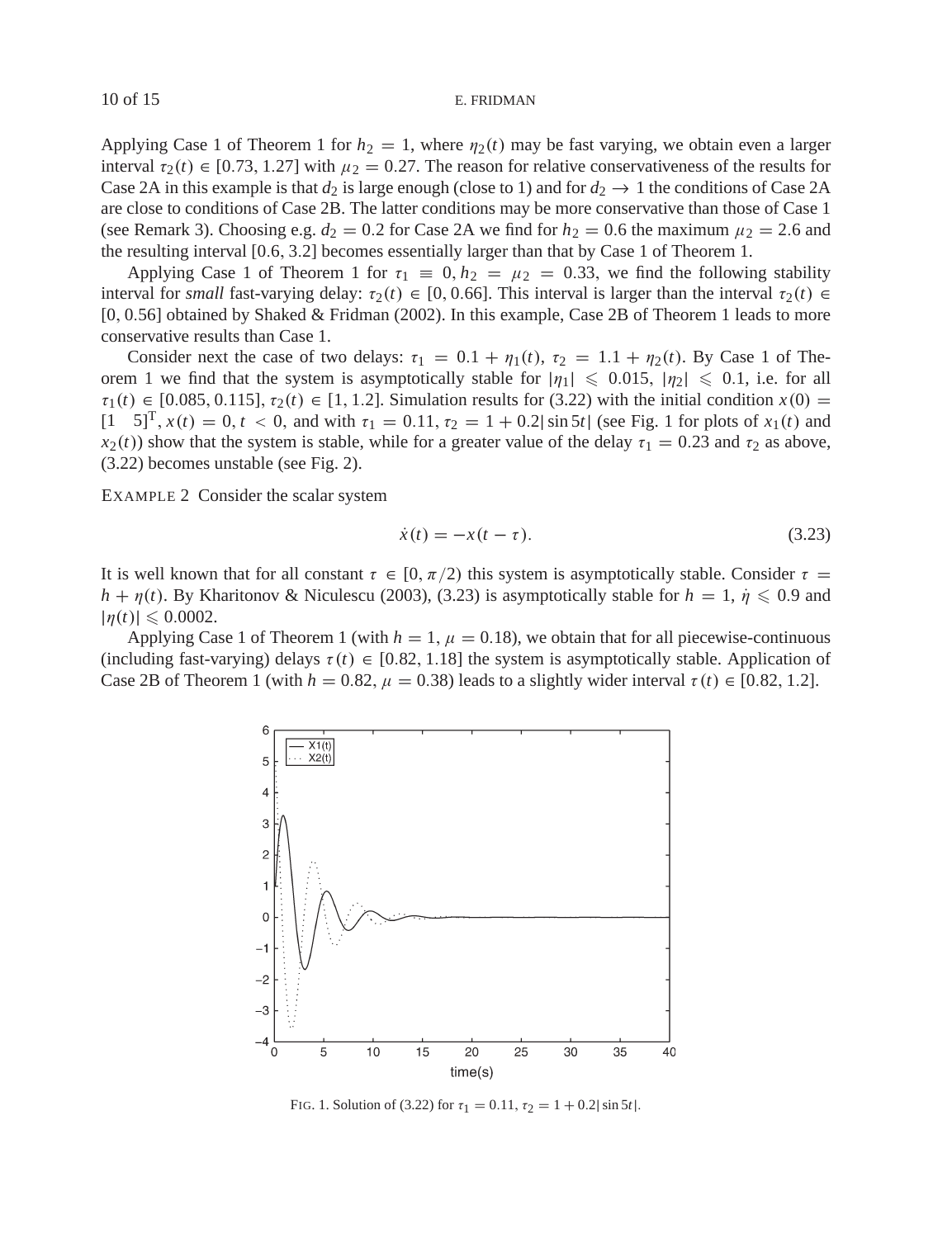Applying Case 1 of Theorem 1 for $h_2 = 1$, where $\eta_2(t)$ may be fast varying, we obtain even a larger interval $\tau_2(t) \in [0.73, 1.27]$ with $\mu_2 = 0.27$. The reason for relative conservativeness of the results for Case 2A in this example is that $d_2$ is large enough (close to 1) and for $d_2 \to 1$ the conditions of Case 2A are close to conditions of Case 2B. The latter conditions may be more conservative than those of Case 1 (see Remark 3). Choosing e.g. $d_2 = 0.2$ for Case 2A we find for $h_2 = 0.6$ the maximum $\mu_2 = 2.6$ and the resulting interval [0.6, 3.2] becomes essentially larger than that by Case 1 of Theorem 1.

Applying Case 1 of Theorem 1 for $\tau_1 \equiv 0, h_2 = \mu_2 = 0.33$, we find the following stability interval for *small* fast-varying delay: $\tau_2(t) \in [0, 0.66]$. This interval is larger than the interval $\tau_2(t) \in [0, 0.56]$ obtained by Shaked & Fridman (2002). In this example, Case 2B of Theorem 1 leads to more conservative results than Case 1.

Consider next the case of two delays: $\tau_1 = 0.1 + \eta_1(t)$, $\tau_2 = 1.1 + \eta_2(t)$. By Case 1 of Theorem 1 we find that the system is asymptotically stable for $|\eta_1| \leqslant 0.015$, $|\eta_2| \leqslant 0.1$, i.e. for all $\tau_1(t) \in [0.085, 0.115]$, $\tau_2(t) \in [1, 1.2]$. Simulation results for (3.22) with the initial condition $x(0) = [1 \quad 5]^{\mathrm{T}}$, $x(t) = 0$, $t < 0$, and with $\tau_1 = 0.11$, $\tau_2 = 1 + 0.2|\sin 5t|$ (see Fig. 1 for plots of $x_1(t)$ and $x_2(t)$) show that the system is stable, while for a greater value of the delay $\tau_1 = 0.23$ and $\tau_2$ as above, (3.22) becomes unstable (see Fig. 2).

EXAMPLE 2 Consider the scalar system

$$\dot{x}(t) = -x(t - \tau). \tag{3.23}$$

It is well known that for all constant $\tau \in [0, \pi/2)$ this system is asymptotically stable. Consider $\tau = h + \eta(t)$. By Kharitonov & Niculescu (2003), (3.23) is asymptotically stable for $h = 1$, $\dot{\eta} \leqslant 0.9$ and $|\eta(t)| \leqslant 0.0002$.

Applying Case 1 of Theorem 1 (with $h = 1$, $\mu = 0.18$), we obtain that for all piecewise-continuous (including fast-varying) delays $\tau(t) \in [0.82, 1.18]$ the system is asymptotically stable. Application of Case 2B of Theorem 1 (with $h = 0.82$, $\mu = 0.38$) leads to a slightly wider interval $\tau(t) \in [0.82, 1.2]$.

FIG. 1. Solution of (3.22) for $\tau_1 = 0.11$, $\tau_2 = 1 + 0.2|\sin 5t|$.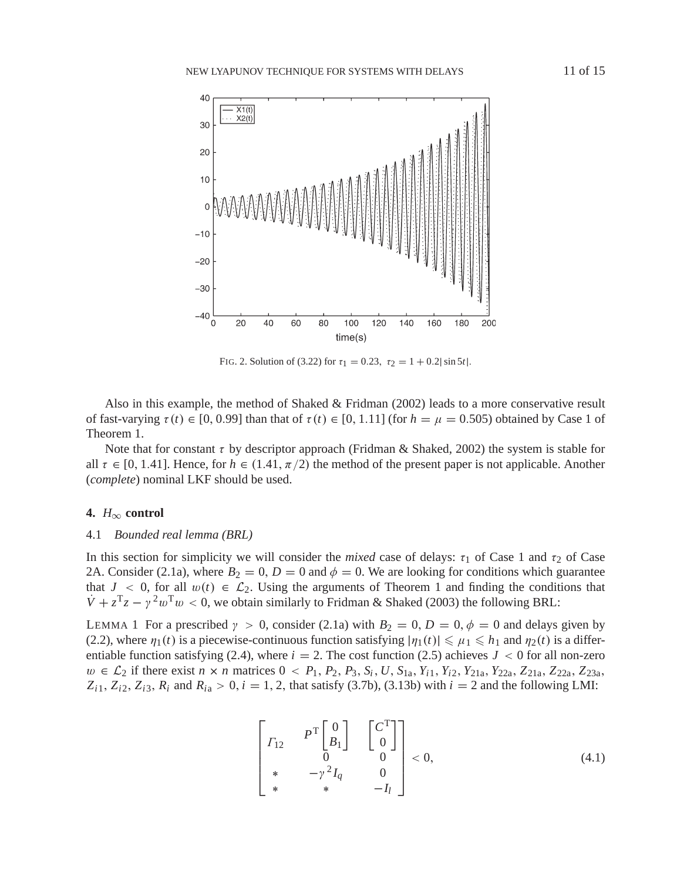FIG. 2. Solution of (3.22) for $\tau_1 = 0.23,\ \tau_2 = 1 + 0.2|\sin 5t|$.

Also in this example, the method of Shaked & Fridman (2002) leads to a more conservative result of fast-varying $\tau(t) \in [0, 0.99]$ than that of $\tau(t) \in [0, 1.11]$ (for $h = \mu = 0.505$) obtained by Case 1 of Theorem 1.

Note that for constant $\tau$ by descriptor approach (Fridman & Shaked, 2002) the system is stable for all $\tau \in [0, 1.41]$. Hence, for $h \in (1.41, \pi/2)$ the method of the present paper is not applicable. Another (*complete*) nominal LKF should be used.

## 4. $H_\infty$ control

### 4.1 *Bounded real lemma (BRL)*

In this section for simplicity we will consider the *mixed* case of delays: $\tau_1$ of Case 1 and $\tau_2$ of Case 2A. Consider (2.1a), where $B_2 = 0$, $D = 0$ and $\phi = 0$. We are looking for conditions which guarantee that $J < 0$, for all $w(t) \in \mathcal{L}_2$. Using the arguments of Theorem 1 and finding the conditions that $\dot{V} + z^{\mathrm{T}}z - \gamma^2 w^{\mathrm{T}} w < 0$, we obtain similarly to Fridman & Shaked (2003) the following BRL:

LEMMA 1 For a prescribed $\gamma > 0$, consider (2.1a) with $B_2 = 0, D = 0, \phi = 0$ and delays given by (2.2), where $\eta_1(t)$ is a piecewise-continuous function satisfying $|\eta_1(t)| \leqslant \mu_1 \leqslant h_1$ and $\eta_2(t)$ is a differentiable function satisfying (2.4), where $i = 2$. The cost function (2.5) achieves $J < 0$ for all non-zero $w \in \mathcal{L}_2$ if there exist $n \times n$ matrices $0 < P_1, P_2, P_3, S_i, U, S_{1\mathrm{a}}, Y_{i1}, Y_{i2}, Y_{21\mathrm{a}}, Y_{22\mathrm{a}}, Z_{21\mathrm{a}}, Z_{22\mathrm{a}}, Z_{23\mathrm{a}}, Z_{i1}, Z_{i2}, Z_{i3}, R_i$ and $R_{i\mathrm{a}} > 0, i = 1, 2$, that satisfy (3.7b), (3.13b) with $i = 2$ and the following LMI:

$$
\begin{bmatrix}
\Gamma_{12} & P^{\mathrm{T}}\begin{bmatrix} 0 \\ B_1 \end{bmatrix} & \begin{bmatrix} C^{\mathrm{T}} \\ 0 \end{bmatrix} \\
 & 0 & 0 \\
* & -\gamma^2 I_q & 0 \\
* & * & -I_l
\end{bmatrix} < 0, \tag{4.1}
$$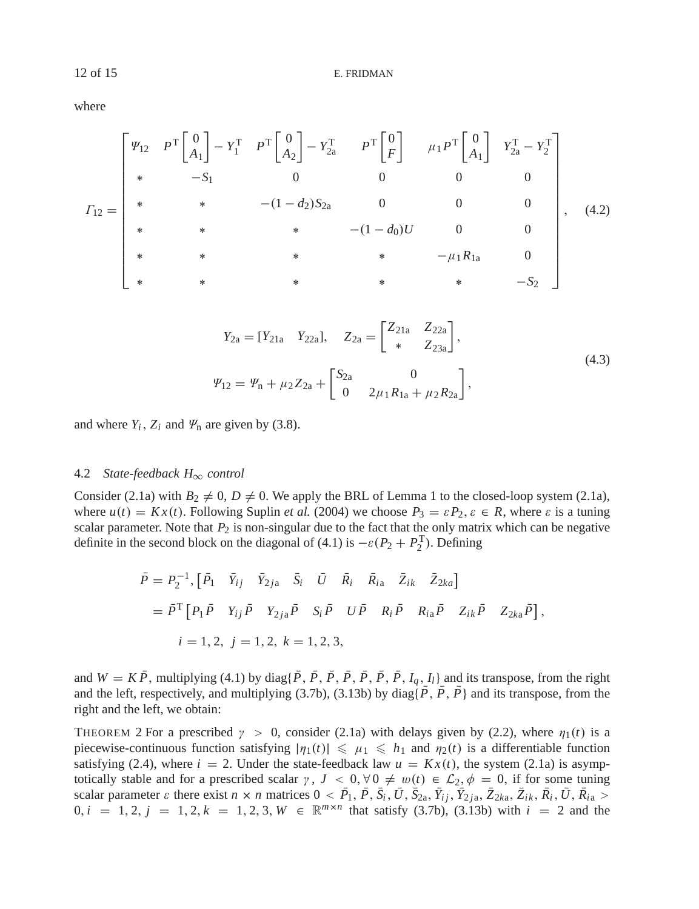where

$$
\Gamma_{12} = \begin{bmatrix} \Psi_{12} & P^{\mathrm{T}}\begin{bmatrix} 0 \\ A_1 \end{bmatrix} - Y_1^{\mathrm{T}} & P^{\mathrm{T}}\begin{bmatrix} 0 \\ A_2 \end{bmatrix} - Y_{2\mathrm{a}}^{\mathrm{T}} & P^{\mathrm{T}}\begin{bmatrix} 0 \\ F \end{bmatrix} & \mu_1 P^{\mathrm{T}}\begin{bmatrix} 0 \\ A_1 \end{bmatrix} & Y_{2\mathrm{a}}^{\mathrm{T}} - Y_2^{\mathrm{T}} \\ * & -S_1 & 0 & 0 & 0 & 0 \\ * & * & -(1-d_2)S_{2\mathrm{a}} & 0 & 0 & 0 \\ * & * & * & -(1-d_0)U & 0 & 0 \\ * & * & * & * & -\mu_1 R_{1\mathrm{a}} & 0 \\ * & * & * & * & * & -S_2 \end{bmatrix}, \tag{4.2}
$$

$$
\begin{aligned}
&Y_{2\mathrm{a}} = [Y_{21\mathrm{a}} \quad Y_{22\mathrm{a}}], \quad Z_{2\mathrm{a}} = \begin{bmatrix} Z_{21\mathrm{a}} & Z_{22\mathrm{a}} \\ * & Z_{23\mathrm{a}} \end{bmatrix}, \\
&\Psi_{12} = \Psi_{\mathrm{n}} + \mu_2 Z_{2\mathrm{a}} + \begin{bmatrix} S_{2\mathrm{a}} & 0 \\ 0 & 2\mu_1 R_{1\mathrm{a}} + \mu_2 R_{2\mathrm{a}} \end{bmatrix},
\end{aligned} \tag{4.3}
$$

and where $Y_i$, $Z_i$ and $\Psi_{\mathrm{n}}$ are given by (3.8).

### 4.2 *State-feedback $H_\infty$ control*

Consider (2.1a) with $B_2 \neq 0$, $D \neq 0$. We apply the BRL of Lemma 1 to the closed-loop system (2.1a), where $u(t) = Kx(t)$. Following Suplin *et al.* (2004) we choose $P_3 = \varepsilon P_2$, $\varepsilon \in R$, where $\varepsilon$ is a tuning scalar parameter. Note that $P_2$ is non-singular due to the fact that the only matrix which can be negative definite in the second block on the diagonal of (4.1) is $-\varepsilon(P_2 + P_2^{\mathrm{T}})$. Defining

$$
\begin{aligned}
\bar{P} = P_2^{-1}, &\left[\bar{P}_1 \quad \bar{Y}_{ij} \quad \bar{Y}_{2j\mathrm{a}} \quad \bar{S}_i \quad \bar{U} \quad \bar{R}_i \quad \bar{R}_{i\mathrm{a}} \quad \bar{Z}_{ik} \quad \bar{Z}_{2k\mathrm{a}}\right] \\
&= \bar{P}^{\mathrm{T}}\left[P_1\bar{P} \quad Y_{ij}\bar{P} \quad Y_{2j\mathrm{a}}\bar{P} \quad S_i\bar{P} \quad U\bar{P} \quad R_i\bar{P} \quad R_{i\mathrm{a}}\bar{P} \quad Z_{ik}\bar{P} \quad Z_{2k\mathrm{a}}\bar{P}\right], \\
&\quad i = 1, 2, \ j = 1, 2, \ k = 1, 2, 3,
\end{aligned}
$$

and $W = K\bar{P}$, multiplying (4.1) by diag$\{\bar{P}, \bar{P}, \bar{P}, \bar{P}, \bar{P}, \bar{P}, \bar{P}, I_q, I_l\}$ and its transpose, from the right and the left, respectively, and multiplying (3.7b), (3.13b) by diag$\{\bar{P}, \bar{P}, \bar{P}\}$ and its transpose, from the right and the left, we obtain:

THEOREM 2 For a prescribed $\gamma > 0$, consider (2.1a) with delays given by (2.2), where $\eta_1(t)$ is a piecewise-continuous function satisfying $|\eta_1(t)| \leqslant \mu_1 \leqslant h_1$ and $\eta_2(t)$ is a differentiable function satisfying (2.4), where $i = 2$. Under the state-feedback law $u = Kx(t)$, the system (2.1a) is asymptotically stable and for a prescribed scalar $\gamma$, $J < 0, \forall 0 \neq w(t) \in \mathcal{L}_2, \phi = 0$, if for some tuning scalar parameter $\varepsilon$ there exist $n \times n$ matrices $0 < \bar{P}_1, \bar{P}, \bar{S}_i, \bar{U}, \bar{S}_{2\mathrm{a}}, \bar{Y}_{ij}, \bar{Y}_{2j\mathrm{a}}, \bar{Z}_{2k\mathrm{a}}, \bar{Z}_{ik}, \bar{R}_i, \bar{U}, \bar{R}_{i\mathrm{a}} > 0, i = 1, 2, j = 1, 2, k = 1, 2, 3, W \in \mathbb{R}^{m \times n}$ that satisfy (3.7b), (3.13b) with $i = 2$ and the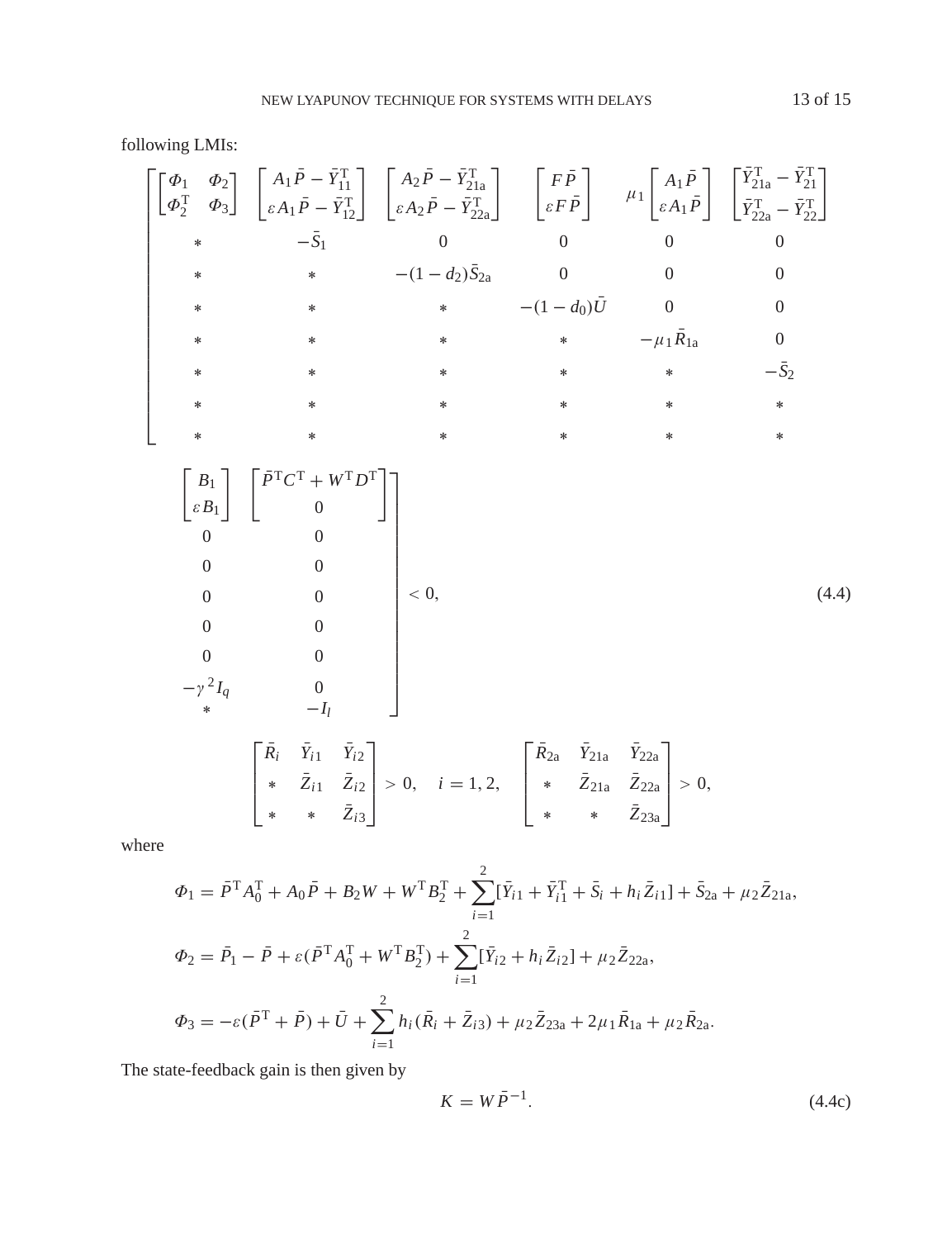following LMIs:

$$
\left[\begin{array}{cccccccc}
\begin{bmatrix}\Phi_1 & \Phi_2\\ \Phi_2^{\mathrm{T}} & \Phi_3\end{bmatrix} & \begin{bmatrix} A_1\bar{P}-\bar{Y}_{11}^{\mathrm{T}}\\ \varepsilon A_1\bar{P}-\bar{Y}_{12}^{\mathrm{T}}\end{bmatrix} & \begin{bmatrix} A_2\bar{P}-\bar{Y}_{21\mathrm{a}}^{\mathrm{T}}\\ \varepsilon A_2\bar{P}-\bar{Y}_{22\mathrm{a}}^{\mathrm{T}}\end{bmatrix} & \begin{bmatrix} F\bar{P}\\ \varepsilon F\bar{P}\end{bmatrix} & \mu_1\begin{bmatrix} A_1\bar{P}\\ \varepsilon A_1\bar{P}\end{bmatrix} & \begin{bmatrix}\bar{Y}_{21\mathrm{a}}^{\mathrm{T}}-\bar{Y}_{21}^{\mathrm{T}}\\ \bar{Y}_{22\mathrm{a}}^{\mathrm{T}}-\bar{Y}_{22}^{\mathrm{T}}\end{bmatrix} & \begin{bmatrix} B_1\\ \varepsilon B_1\end{bmatrix} & \begin{bmatrix}\bar{P}^{\mathrm{T}}C^{\mathrm{T}}+W^{\mathrm{T}}D^{\mathrm{T}}\\ 0\end{bmatrix}\\
* & -\bar{S}_1 & 0 & 0 & 0 & 0 & 0 & 0\\
* & * & -(1-d_2)\bar{S}_{2\mathrm{a}} & 0 & 0 & 0 & 0 & 0\\
* & * & * & -(1-d_0)\bar{U} & 0 & 0 & 0 & 0\\
* & * & * & * & -\mu_1\bar{R}_{1\mathrm{a}} & 0 & 0 & 0\\
* & * & * & * & * & -\bar{S}_2 & 0 & 0\\
* & * & * & * & * & * & -\gamma^2 I_q & 0\\
* & * & * & * & * & * & * & -I_l
\end{array}\right] < 0, \tag{4.4}
$$

$$
\begin{bmatrix}\bar{R}_i & \bar{Y}_{i1} & \bar{Y}_{i2}\\ * & \bar{Z}_{i1} & \bar{Z}_{i2}\\ * & * & \bar{Z}_{i3}\end{bmatrix} > 0, \quad i=1,2, \qquad \begin{bmatrix}\bar{R}_{2\mathrm{a}} & \bar{Y}_{21\mathrm{a}} & \bar{Y}_{22\mathrm{a}}\\ * & \bar{Z}_{21\mathrm{a}} & \bar{Z}_{22\mathrm{a}}\\ * & * & \bar{Z}_{23\mathrm{a}}\end{bmatrix} > 0,
$$

where

$$
\Phi_1 = \bar{P}^{\mathrm{T}}A_0^{\mathrm{T}} + A_0\bar{P} + B_2W + W^{\mathrm{T}}B_2^{\mathrm{T}} + \sum_{i=1}^{2}[\bar{Y}_{i1} + \bar{Y}_{i1}^{\mathrm{T}} + \bar{S}_i + h_i\bar{Z}_{i1}] + \bar{S}_{2\mathrm{a}} + \mu_2\bar{Z}_{21\mathrm{a}},
$$

$$
\Phi_2 = \bar{P}_1 - \bar{P} + \varepsilon(\bar{P}^{\mathrm{T}}A_0^{\mathrm{T}} + W^{\mathrm{T}}B_2^{\mathrm{T}}) + \sum_{i=1}^{2}[\bar{Y}_{i2} + h_i\bar{Z}_{i2}] + \mu_2\bar{Z}_{22\mathrm{a}},
$$

$$
\Phi_3 = -\varepsilon(\bar{P}^{\mathrm{T}} + \bar{P}) + \bar{U} + \sum_{i=1}^{2}h_i(\bar{R}_i + \bar{Z}_{i3}) + \mu_2\bar{Z}_{23\mathrm{a}} + 2\mu_1\bar{R}_{1\mathrm{a}} + \mu_2\bar{R}_{2\mathrm{a}}.
$$

The state-feedback gain is then given by

$$
K = W\bar{P}^{-1}. \tag{4.4c}
$$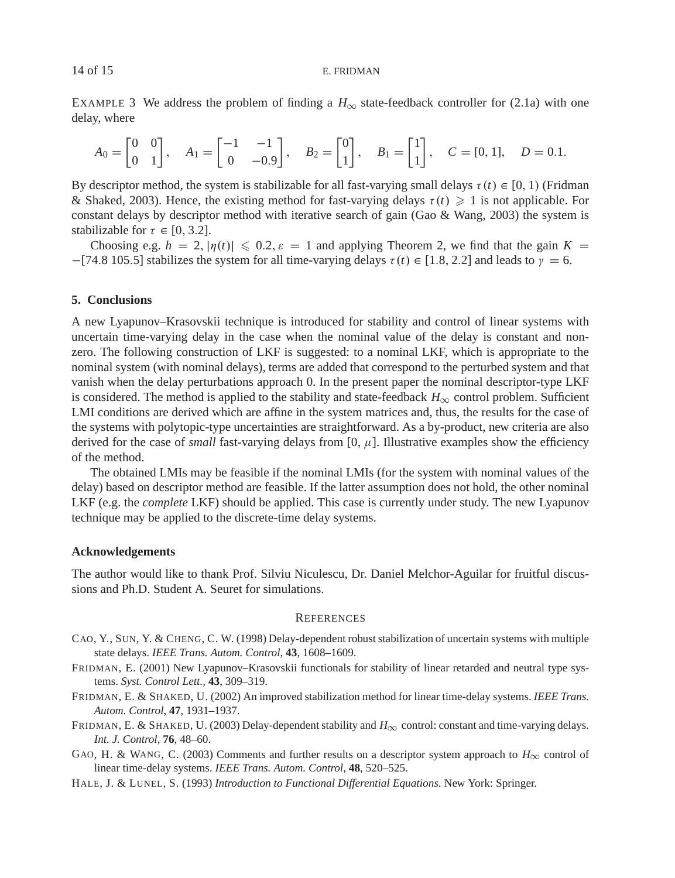EXAMPLE 3 We address the problem of finding a $H_\infty$ state-feedback controller for (2.1a) with one delay, where

$$A_0 = \begin{bmatrix} 0 & 0 \\ 0 & 1 \end{bmatrix}, \quad A_1 = \begin{bmatrix} -1 & -1 \\ 0 & -0.9 \end{bmatrix}, \quad B_2 = \begin{bmatrix} 0 \\ 1 \end{bmatrix}, \quad B_1 = \begin{bmatrix} 1 \\ 1 \end{bmatrix}, \quad C = [0, 1], \quad D = 0.1.$$

By descriptor method, the system is stabilizable for all fast-varying small delays $\tau(t) \in [0, 1)$ (Fridman & Shaked, 2003). Hence, the existing method for fast-varying delays $\tau(t) \geqslant 1$ is not applicable. For constant delays by descriptor method with iterative search of gain (Gao & Wang, 2003) the system is stabilizable for $\tau \in [0, 3.2]$.

Choosing e.g. $h = 2$, $|\eta(t)| \leqslant 0.2$, $\varepsilon = 1$ and applying Theorem 2, we find that the gain $K = -[74.8\ 105.5]$ stabilizes the system for all time-varying delays $\tau(t) \in [1.8, 2.2]$ and leads to $\gamma = 6$.

## 5. Conclusions

A new Lyapunov–Krasovskii technique is introduced for stability and control of linear systems with uncertain time-varying delay in the case when the nominal value of the delay is constant and non-zero. The following construction of LKF is suggested: to a nominal LKF, which is appropriate to the nominal system (with nominal delays), terms are added that correspond to the perturbed system and that vanish when the delay perturbations approach 0. In the present paper the nominal descriptor-type LKF is considered. The method is applied to the stability and state-feedback $H_\infty$ control problem. Sufficient LMI conditions are derived which are affine in the system matrices and, thus, the results for the case of the systems with polytopic-type uncertainties are straightforward. As a by-product, new criteria are also derived for the case of *small* fast-varying delays from $[0, \mu]$. Illustrative examples show the efficiency of the method.

The obtained LMIs may be feasible if the nominal LMIs (for the system with nominal values of the delay) based on descriptor method are feasible. If the latter assumption does not hold, the other nominal LKF (e.g. the *complete* LKF) should be applied. This case is currently under study. The new Lyapunov technique may be applied to the discrete-time delay systems.

## Acknowledgements

The author would like to thank Prof. Silviu Niculescu, Dr. Daniel Melchor-Aguilar for fruitful discussions and Ph.D. Student A. Seuret for simulations.

## REFERENCES

CAO, Y., SUN, Y. & CHENG, C. W. (1998) Delay-dependent robust stabilization of uncertain systems with multiple state delays. *IEEE Trans. Autom. Control*, **43**, 1608–1609.

FRIDMAN, E. (2001) New Lyapunov–Krasovskii functionals for stability of linear retarded and neutral type systems. *Syst. Control Lett.*, **43**, 309–319.

FRIDMAN, E. & SHAKED, U. (2002) An improved stabilization method for linear time-delay systems. *IEEE Trans. Autom. Control*, **47**, 1931–1937.

FRIDMAN, E. & SHAKED, U. (2003) Delay-dependent stability and $H_\infty$ control: constant and time-varying delays. *Int. J. Control*, **76**, 48–60.

GAO, H. & WANG, C. (2003) Comments and further results on a descriptor system approach to $H_\infty$ control of linear time-delay systems. *IEEE Trans. Autom. Control*, **48**, 520–525.

HALE, J. & LUNEL, S. (1993) *Introduction to Functional Differential Equations*. New York: Springer.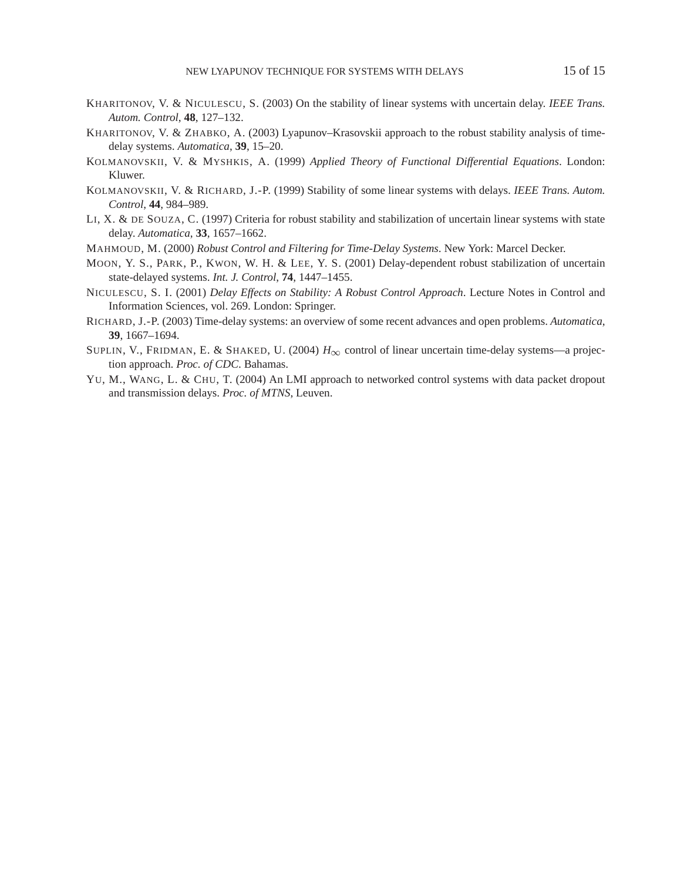Kharitonov, V. & Niculescu, S. (2003) On the stability of linear systems with uncertain delay. *IEEE Trans. Autom. Control*, **48**, 127–132.

Kharitonov, V. & Zhabko, A. (2003) Lyapunov–Krasovskii approach to the robust stability analysis of time-delay systems. *Automatica*, **39**, 15–20.

Kolmanovskii, V. & Myshkis, A. (1999) *Applied Theory of Functional Differential Equations*. London: Kluwer.

Kolmanovskii, V. & Richard, J.-P. (1999) Stability of some linear systems with delays. *IEEE Trans. Autom. Control*, **44**, 984–989.

Li, X. & de Souza, C. (1997) Criteria for robust stability and stabilization of uncertain linear systems with state delay. *Automatica*, **33**, 1657–1662.

Mahmoud, M. (2000) *Robust Control and Filtering for Time-Delay Systems*. New York: Marcel Decker.

Moon, Y. S., Park, P., Kwon, W. H. & Lee, Y. S. (2001) Delay-dependent robust stabilization of uncertain state-delayed systems. *Int. J. Control*, **74**, 1447–1455.

Niculescu, S. I. (2001) *Delay Effects on Stability: A Robust Control Approach*. Lecture Notes in Control and Information Sciences, vol. 269. London: Springer.

Richard, J.-P. (2003) Time-delay systems: an overview of some recent advances and open problems. *Automatica*, **39**, 1667–1694.

Suplin, V., Fridman, E. & Shaked, U. (2004) $H_\infty$ control of linear uncertain time-delay systems—a projection approach. *Proc. of CDC*. Bahamas.

Yu, M., Wang, L. & Chu, T. (2004) An LMI approach to networked control systems with data packet dropout and transmission delays. *Proc. of MTNS*, Leuven.